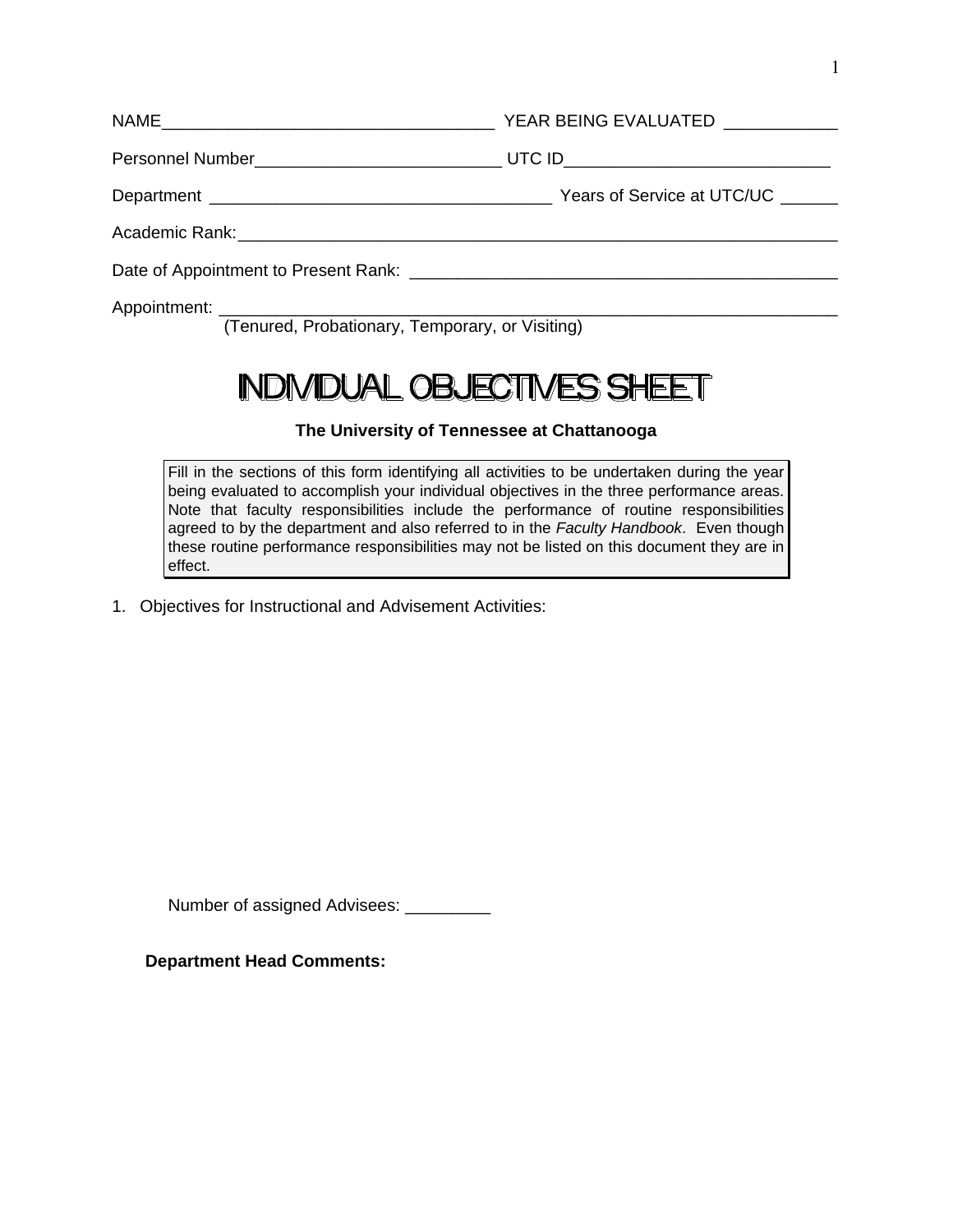NAME___________________________________ YEAR BEING EVALUATED ____________

Personnel Number__________________________ UTC ID____________________________

Department ____________________________________ Years of Service at UTC/UC ______

Academic Rank:_________________________________________________________________

Date of Appointment to Present Rank: ______________________________________________

Appointment: __________________________________________________________________
(Tenured, Probationary, Temporary, or Visiting)

# INDIVIDUAL OBJECTIVES SHEET

**The University of Tennessee at Chattanooga**

Fill in the sections of this form identifying all activities to be undertaken during the year being evaluated to accomplish your individual objectives in the three performance areas. Note that faculty responsibilities include the performance of routine responsibilities agreed to by the department and also referred to in the *Faculty Handbook*. Even though these routine performance responsibilities may not be listed on this document they are in effect.

1. Objectives for Instructional and Advisement Activities:

Number of assigned Advisees: _________

**Department Head Comments:**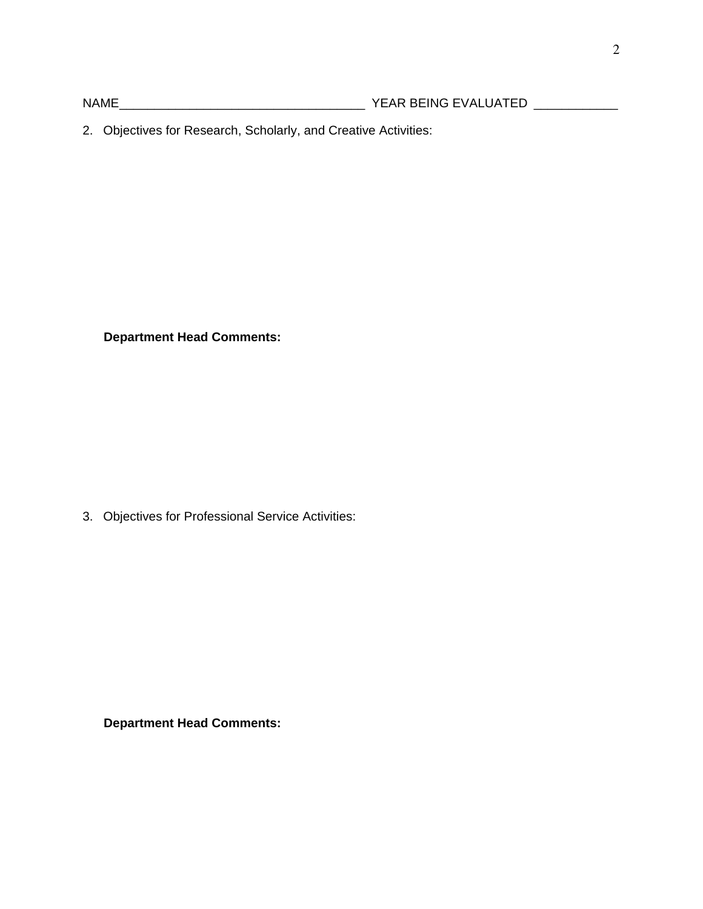NAME___________________________________ YEAR BEING EVALUATED ____________

2. Objectives for Research, Scholarly, and Creative Activities:

**Department Head Comments:**

3. Objectives for Professional Service Activities:

**Department Head Comments:**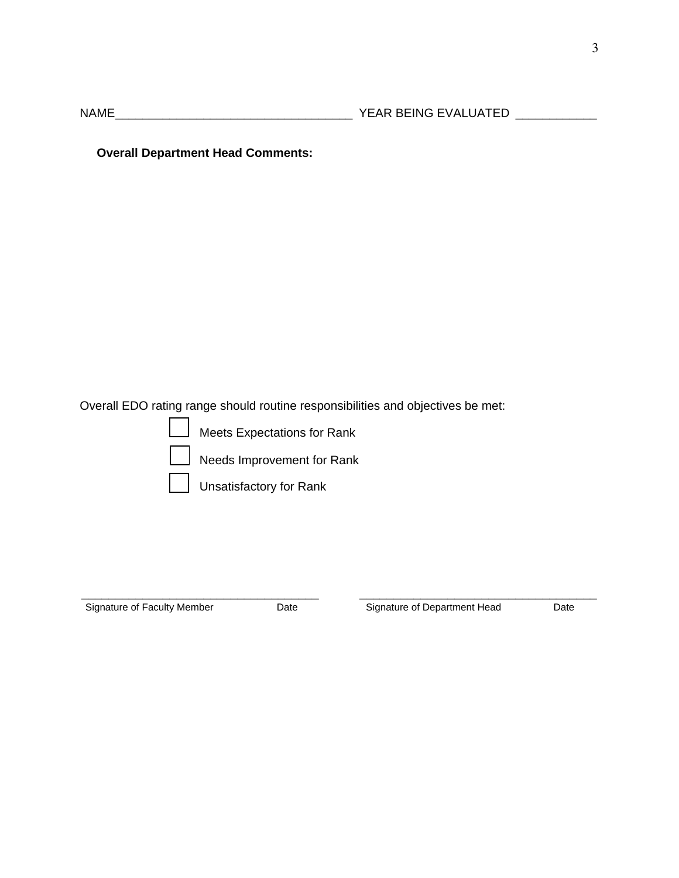NAME____________________________________ YEAR BEING EVALUATED ____________

**Overall Department Head Comments:**

Overall EDO rating range should routine responsibilities and objectives be met:

- ☐ Meets Expectations for Rank
- ☐ Needs Improvement for Rank
- ☐ Unsatisfactory for Rank

_____________________________________ _____________________________________

Signature of Faculty Member Date Signature of Department Head Date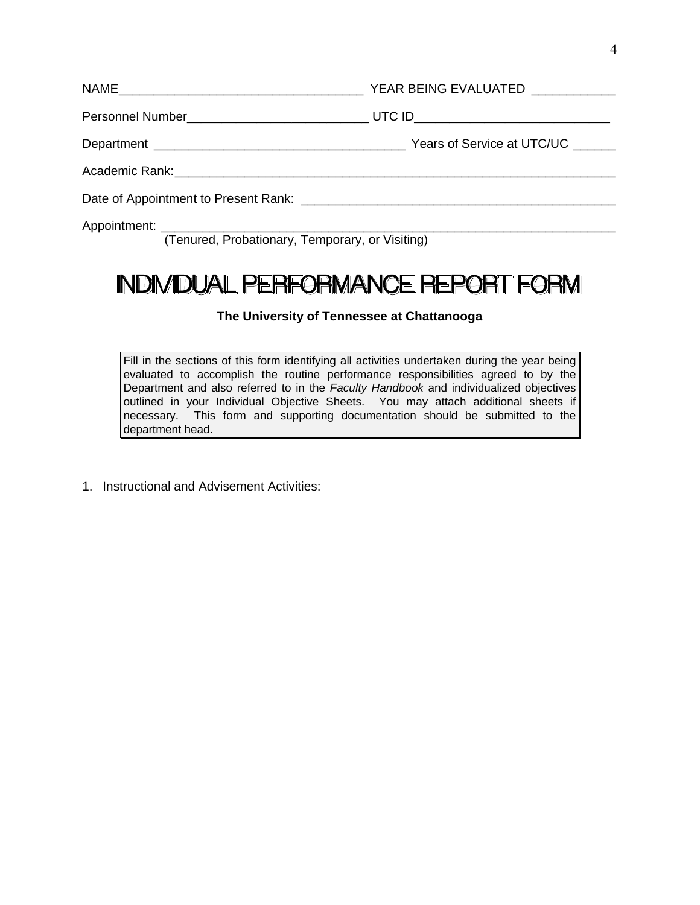NAME___________________________________ YEAR BEING EVALUATED ____________

Personnel Number__________________________ UTC ID____________________________

Department ____________________________________ Years of Service at UTC/UC ______

Academic Rank:_________________________________________________________________

Date of Appointment to Present Rank: _____________________________________________

Appointment: ___________________________________________________________________
(Tenured, Probationary, Temporary, or Visiting)

# INDIVIDUAL PERFORMANCE REPORT FORM

**The University of Tennessee at Chattanooga**

Fill in the sections of this form identifying all activities undertaken during the year being evaluated to accomplish the routine performance responsibilities agreed to by the Department and also referred to in the *Faculty Handbook* and individualized objectives outlined in your Individual Objective Sheets. You may attach additional sheets if necessary. This form and supporting documentation should be submitted to the department head.

1. Instructional and Advisement Activities: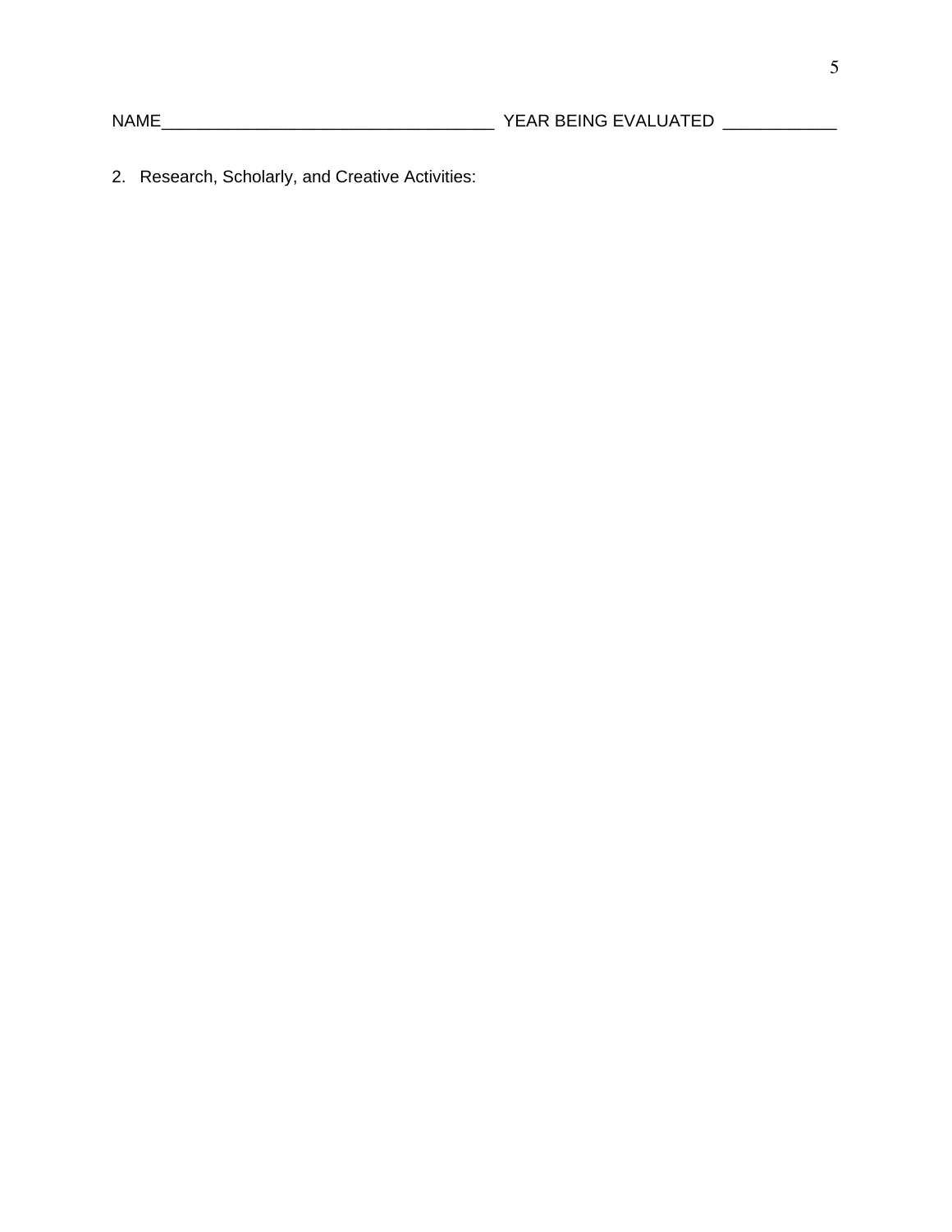NAME___________________________________ YEAR BEING EVALUATED ____________

2. Research, Scholarly, and Creative Activities: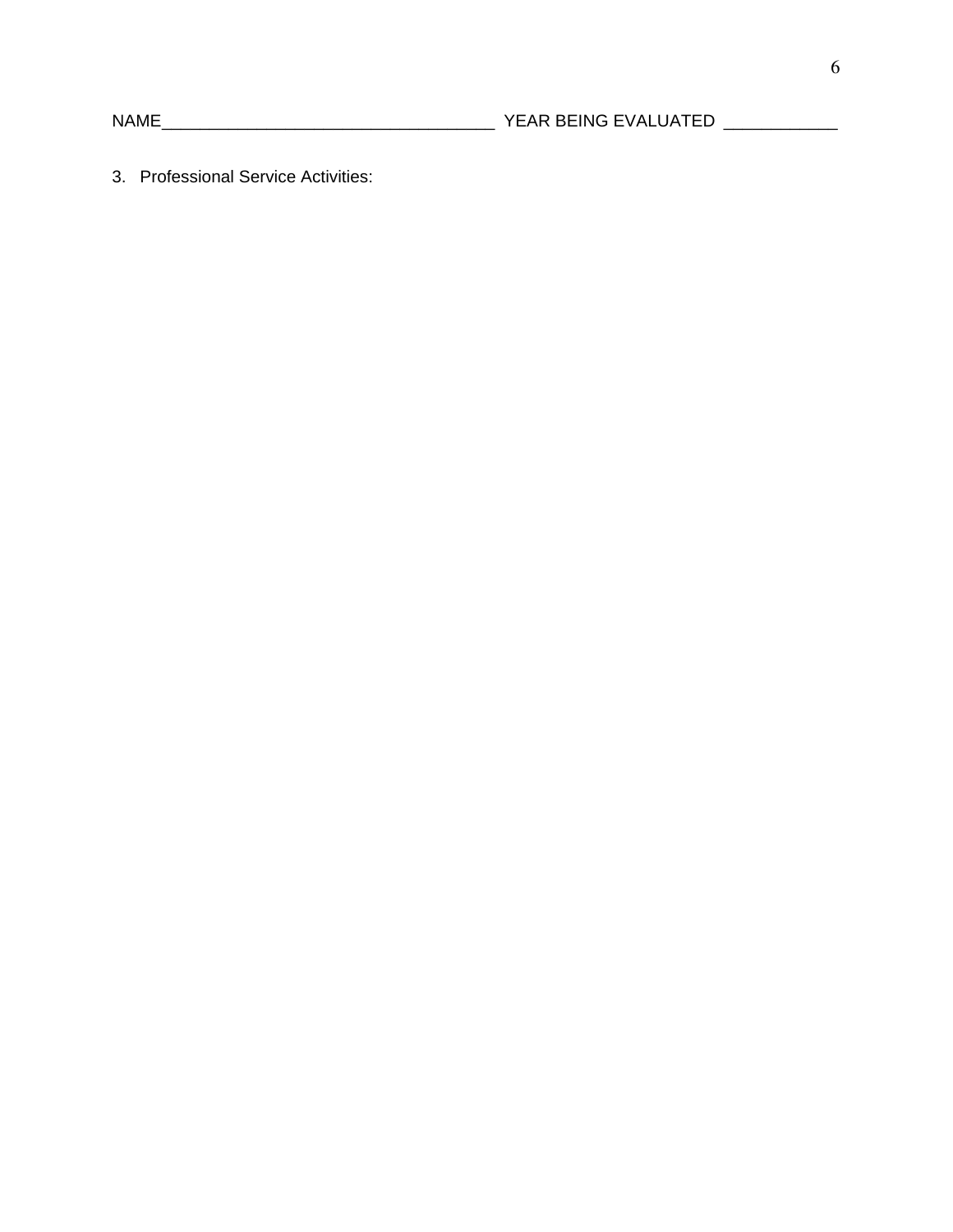NAME___________________________________ YEAR BEING EVALUATED ____________

3. Professional Service Activities: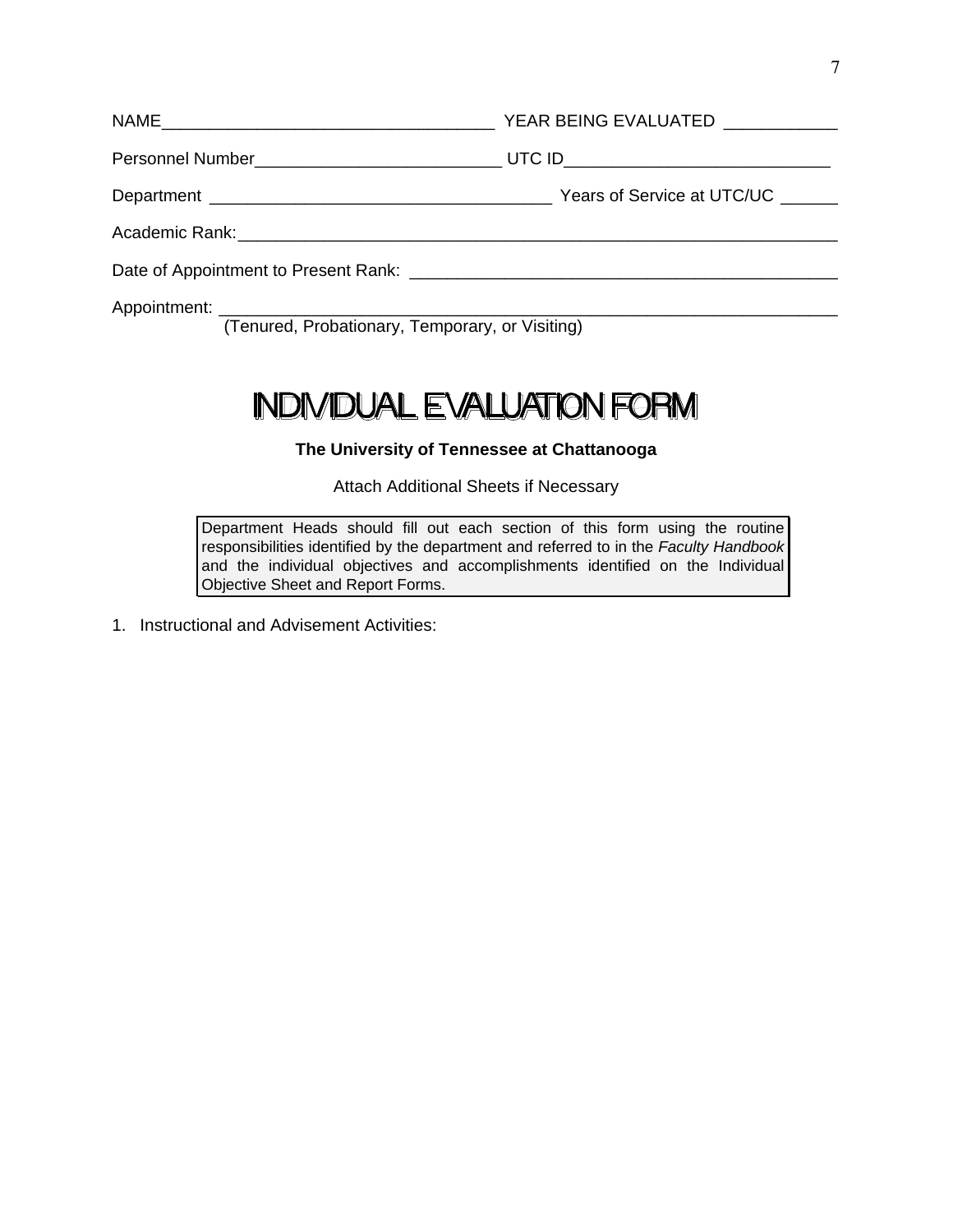NAME____________________________________ YEAR BEING EVALUATED ____________

Personnel Number___________________________ UTC ID_____________________________

Department _____________________________________ Years of Service at UTC/UC ______

Academic Rank:_____________________________________________________________________

Date of Appointment to Present Rank: _______________________________________________

Appointment: _______________________________________________________________________
(Tenured, Probationary, Temporary, or Visiting)

# INDIVIDUAL EVALUATION FORM

**The University of Tennessee at Chattanooga**

Attach Additional Sheets if Necessary

> Department Heads should fill out each section of this form using the routine responsibilities identified by the department and referred to in the *Faculty Handbook* and the individual objectives and accomplishments identified on the Individual Objective Sheet and Report Forms.

1. Instructional and Advisement Activities: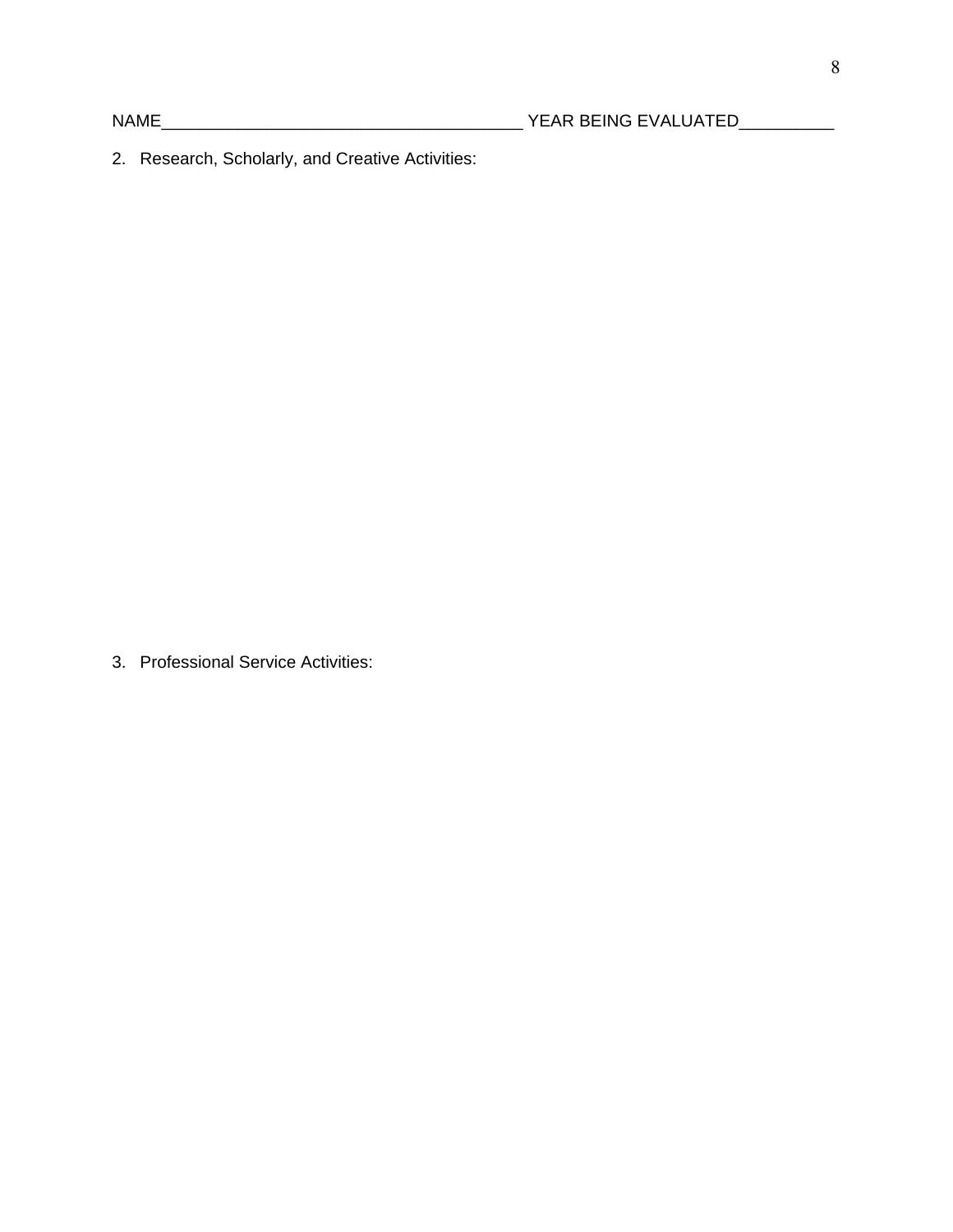NAME_______________________________________ YEAR BEING EVALUATED__________

2. Research, Scholarly, and Creative Activities:

3. Professional Service Activities: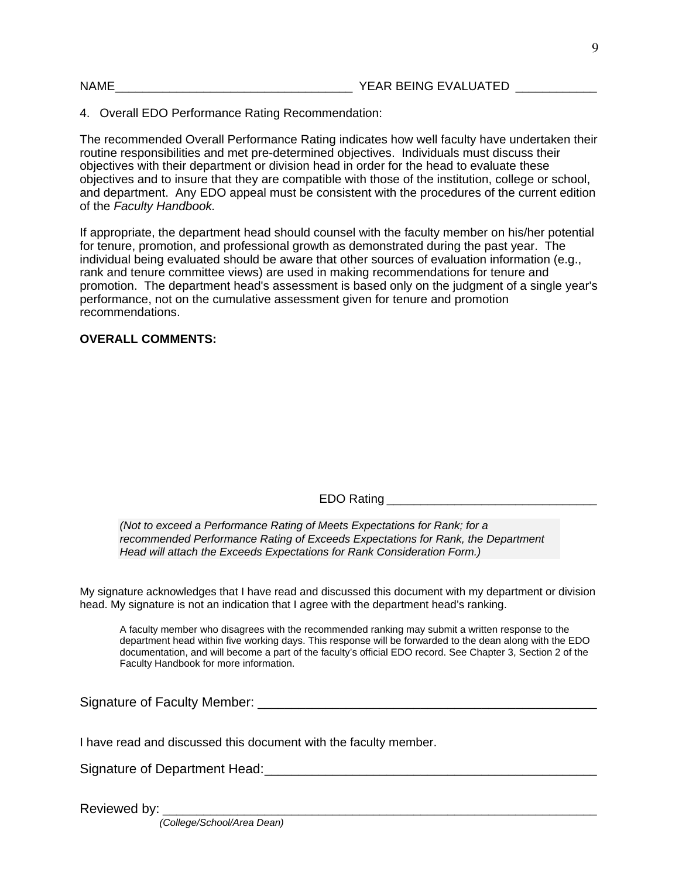NAME___________________________________ YEAR BEING EVALUATED ____________

4. Overall EDO Performance Rating Recommendation:

The recommended Overall Performance Rating indicates how well faculty have undertaken their routine responsibilities and met pre-determined objectives. Individuals must discuss their objectives with their department or division head in order for the head to evaluate these objectives and to insure that they are compatible with those of the institution, college or school, and department. Any EDO appeal must be consistent with the procedures of the current edition of the *Faculty Handbook.*

If appropriate, the department head should counsel with the faculty member on his/her potential for tenure, promotion, and professional growth as demonstrated during the past year. The individual being evaluated should be aware that other sources of evaluation information (e.g., rank and tenure committee views) are used in making recommendations for tenure and promotion. The department head's assessment is based only on the judgment of a single year's performance, not on the cumulative assessment given for tenure and promotion recommendations.

**OVERALL COMMENTS:**

EDO Rating _______________________________

*(Not to exceed a Performance Rating of Meets Expectations for Rank; for a recommended Performance Rating of Exceeds Expectations for Rank, the Department Head will attach the Exceeds Expectations for Rank Consideration Form.)*

My signature acknowledges that I have read and discussed this document with my department or division head. My signature is not an indication that I agree with the department head's ranking.

A faculty member who disagrees with the recommended ranking may submit a written response to the department head within five working days. This response will be forwarded to the dean along with the EDO documentation, and will become a part of the faculty's official EDO record. See Chapter 3, Section 2 of the Faculty Handbook for more information.

Signature of Faculty Member: _________________________________________________

I have read and discussed this document with the faculty member.

Signature of Department Head:_________________________________________________

Reviewed by: _______________________________________________________________
*(College/School/Area Dean)*